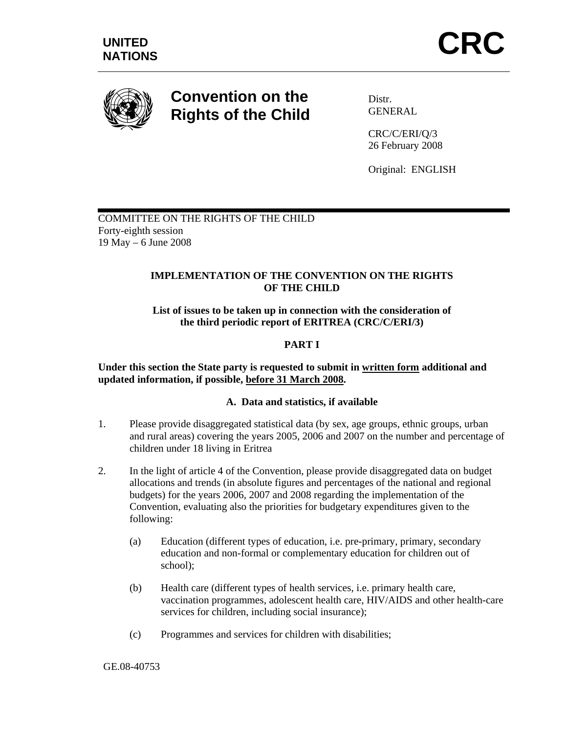UNITED NATIONS

# CRC

## Convention on the Rights of the Child

Distr.
GENERAL

CRC/C/ERI/Q/3
26 February 2008

Original: ENGLISH

COMMITTEE ON THE RIGHTS OF THE CHILD
Forty-eighth session
19 May – 6 June 2008

### IMPLEMENTATION OF THE CONVENTION ON THE RIGHTS OF THE CHILD

**List of issues to be taken up in connection with the consideration of the third periodic report of ERITREA (CRC/C/ERI/3)**

### PART I

**Under this section the State party is requested to submit in written form additional and updated information, if possible, before 31 March 2008.**

#### A. Data and statistics, if available

1. Please provide disaggregated statistical data (by sex, age groups, ethnic groups, urban and rural areas) covering the years 2005, 2006 and 2007 on the number and percentage of children under 18 living in Eritrea

2. In the light of article 4 of the Convention, please provide disaggregated data on budget allocations and trends (in absolute figures and percentages of the national and regional budgets) for the years 2006, 2007 and 2008 regarding the implementation of the Convention, evaluating also the priorities for budgetary expenditures given to the following:

   (a) Education (different types of education, i.e. pre-primary, primary, secondary education and non-formal or complementary education for children out of school);

   (b) Health care (different types of health services, i.e. primary health care, vaccination programmes, adolescent health care, HIV/AIDS and other health-care services for children, including social insurance);

   (c) Programmes and services for children with disabilities;

GE.08-40753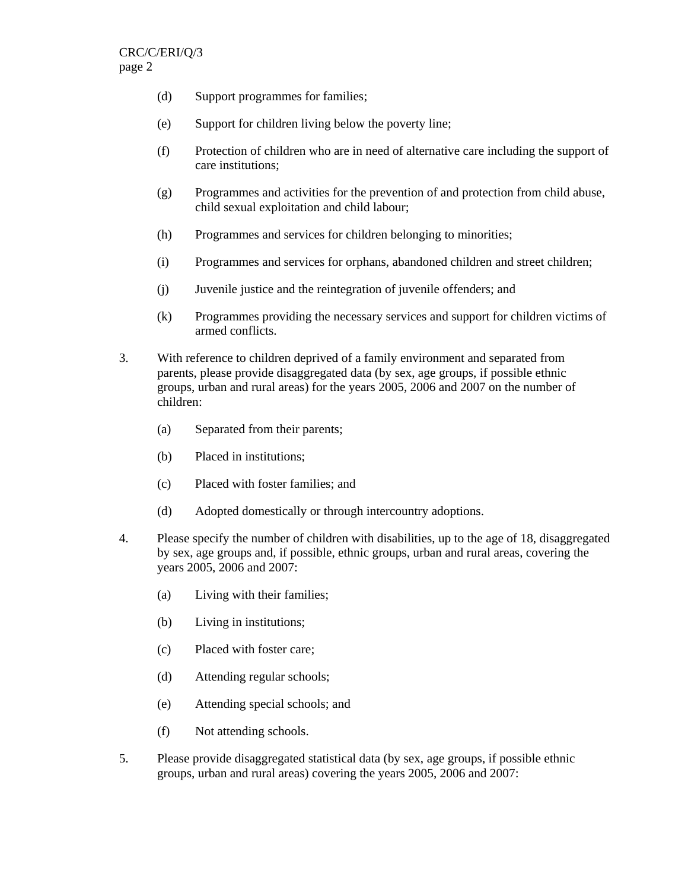(d) Support programmes for families;

(e) Support for children living below the poverty line;

(f) Protection of children who are in need of alternative care including the support of care institutions;

(g) Programmes and activities for the prevention of and protection from child abuse, child sexual exploitation and child labour;

(h) Programmes and services for children belonging to minorities;

(i) Programmes and services for orphans, abandoned children and street children;

(j) Juvenile justice and the reintegration of juvenile offenders; and

(k) Programmes providing the necessary services and support for children victims of armed conflicts.

3. With reference to children deprived of a family environment and separated from parents, please provide disaggregated data (by sex, age groups, if possible ethnic groups, urban and rural areas) for the years 2005, 2006 and 2007 on the number of children:

(a) Separated from their parents;

(b) Placed in institutions;

(c) Placed with foster families; and

(d) Adopted domestically or through intercountry adoptions.

4. Please specify the number of children with disabilities, up to the age of 18, disaggregated by sex, age groups and, if possible, ethnic groups, urban and rural areas, covering the years 2005, 2006 and 2007:

(a) Living with their families;

(b) Living in institutions;

(c) Placed with foster care;

(d) Attending regular schools;

(e) Attending special schools; and

(f) Not attending schools.

5. Please provide disaggregated statistical data (by sex, age groups, if possible ethnic groups, urban and rural areas) covering the years 2005, 2006 and 2007: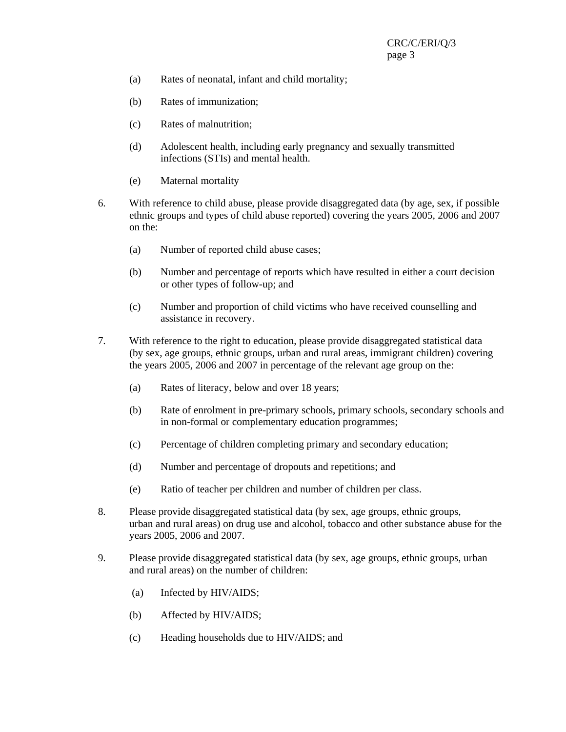(a) Rates of neonatal, infant and child mortality;

(b) Rates of immunization;

(c) Rates of malnutrition;

(d) Adolescent health, including early pregnancy and sexually transmitted infections (STIs) and mental health.

(e) Maternal mortality

6. With reference to child abuse, please provide disaggregated data (by age, sex, if possible ethnic groups and types of child abuse reported) covering the years 2005, 2006 and 2007 on the:

(a) Number of reported child abuse cases;

(b) Number and percentage of reports which have resulted in either a court decision or other types of follow-up; and

(c) Number and proportion of child victims who have received counselling and assistance in recovery.

7. With reference to the right to education, please provide disaggregated statistical data (by sex, age groups, ethnic groups, urban and rural areas, immigrant children) covering the years 2005, 2006 and 2007 in percentage of the relevant age group on the:

(a) Rates of literacy, below and over 18 years;

(b) Rate of enrolment in pre-primary schools, primary schools, secondary schools and in non-formal or complementary education programmes;

(c) Percentage of children completing primary and secondary education;

(d) Number and percentage of dropouts and repetitions; and

(e) Ratio of teacher per children and number of children per class.

8. Please provide disaggregated statistical data (by sex, age groups, ethnic groups, urban and rural areas) on drug use and alcohol, tobacco and other substance abuse for the years 2005, 2006 and 2007.

9. Please provide disaggregated statistical data (by sex, age groups, ethnic groups, urban and rural areas) on the number of children:

(a) Infected by HIV/AIDS;

(b) Affected by HIV/AIDS;

(c) Heading households due to HIV/AIDS; and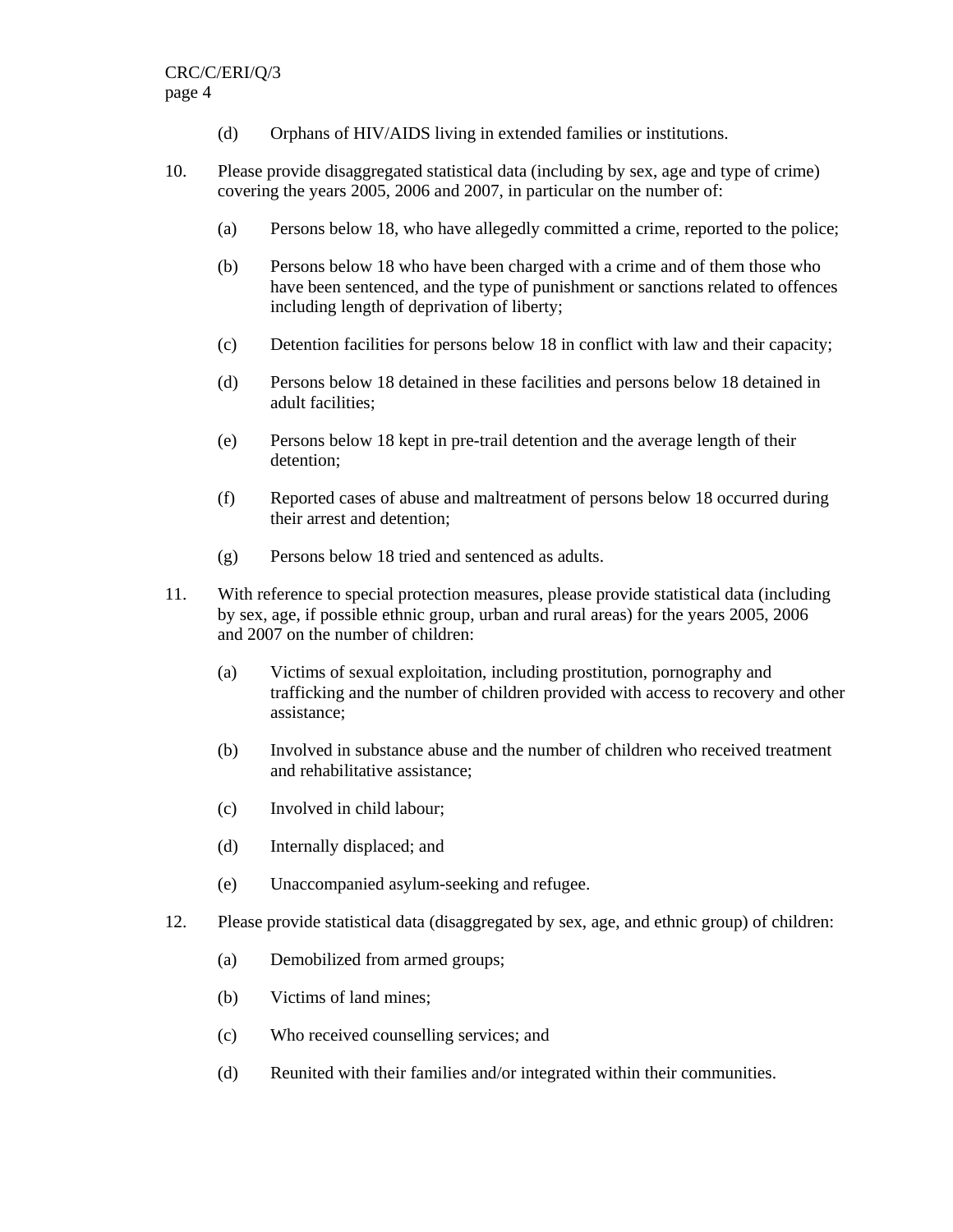(d) Orphans of HIV/AIDS living in extended families or institutions.

10. Please provide disaggregated statistical data (including by sex, age and type of crime) covering the years 2005, 2006 and 2007, in particular on the number of:

(a) Persons below 18, who have allegedly committed a crime, reported to the police;

(b) Persons below 18 who have been charged with a crime and of them those who have been sentenced, and the type of punishment or sanctions related to offences including length of deprivation of liberty;

(c) Detention facilities for persons below 18 in conflict with law and their capacity;

(d) Persons below 18 detained in these facilities and persons below 18 detained in adult facilities;

(e) Persons below 18 kept in pre-trail detention and the average length of their detention;

(f) Reported cases of abuse and maltreatment of persons below 18 occurred during their arrest and detention;

(g) Persons below 18 tried and sentenced as adults.

11. With reference to special protection measures, please provide statistical data (including by sex, age, if possible ethnic group, urban and rural areas) for the years 2005, 2006 and 2007 on the number of children:

(a) Victims of sexual exploitation, including prostitution, pornography and trafficking and the number of children provided with access to recovery and other assistance;

(b) Involved in substance abuse and the number of children who received treatment and rehabilitative assistance;

(c) Involved in child labour;

(d) Internally displaced; and

(e) Unaccompanied asylum-seeking and refugee.

12. Please provide statistical data (disaggregated by sex, age, and ethnic group) of children:

(a) Demobilized from armed groups;

(b) Victims of land mines;

(c) Who received counselling services; and

(d) Reunited with their families and/or integrated within their communities.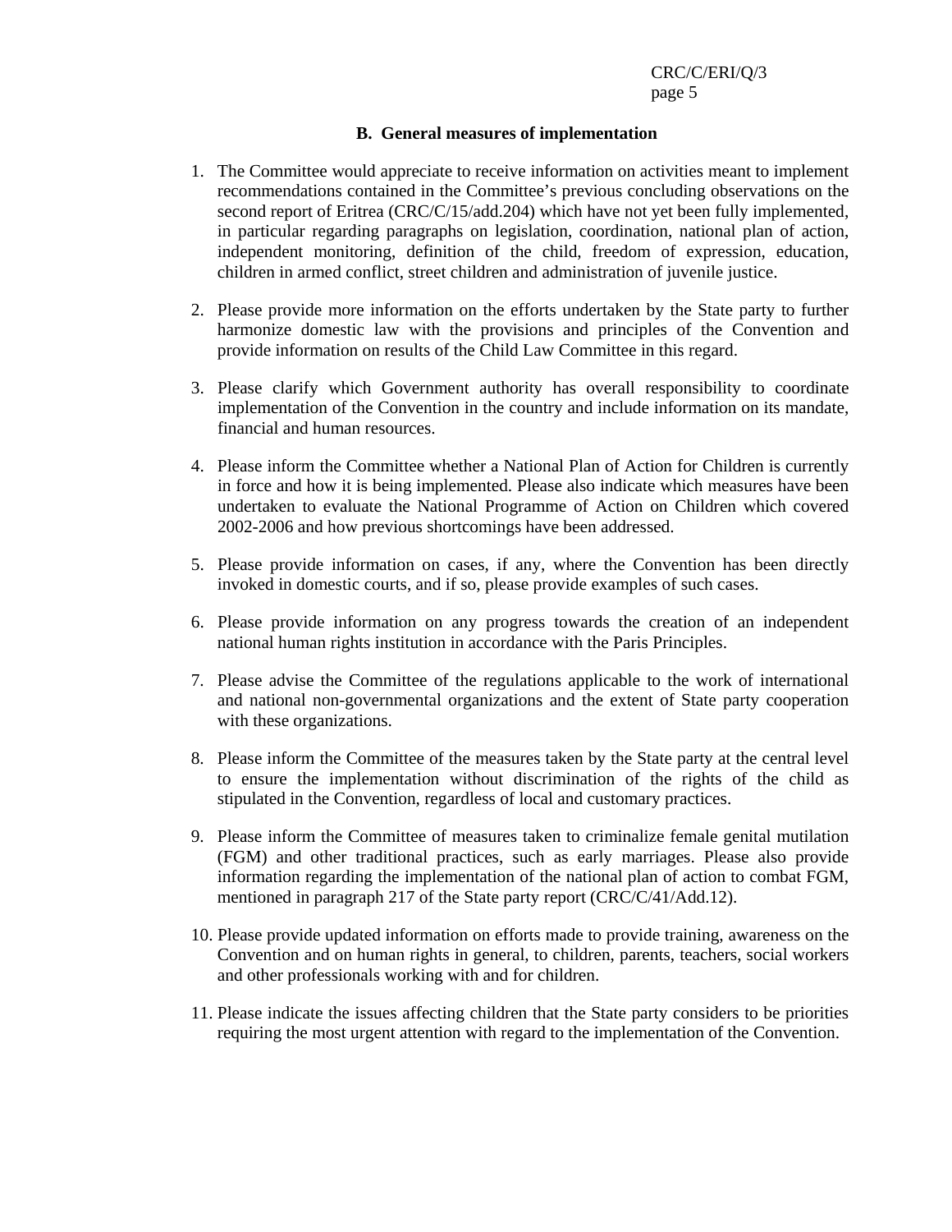## B. General measures of implementation

1. The Committee would appreciate to receive information on activities meant to implement recommendations contained in the Committee's previous concluding observations on the second report of Eritrea (CRC/C/15/add.204) which have not yet been fully implemented, in particular regarding paragraphs on legislation, coordination, national plan of action, independent monitoring, definition of the child, freedom of expression, education, children in armed conflict, street children and administration of juvenile justice.

2. Please provide more information on the efforts undertaken by the State party to further harmonize domestic law with the provisions and principles of the Convention and provide information on results of the Child Law Committee in this regard.

3. Please clarify which Government authority has overall responsibility to coordinate implementation of the Convention in the country and include information on its mandate, financial and human resources.

4. Please inform the Committee whether a National Plan of Action for Children is currently in force and how it is being implemented. Please also indicate which measures have been undertaken to evaluate the National Programme of Action on Children which covered 2002-2006 and how previous shortcomings have been addressed.

5. Please provide information on cases, if any, where the Convention has been directly invoked in domestic courts, and if so, please provide examples of such cases.

6. Please provide information on any progress towards the creation of an independent national human rights institution in accordance with the Paris Principles.

7. Please advise the Committee of the regulations applicable to the work of international and national non-governmental organizations and the extent of State party cooperation with these organizations.

8. Please inform the Committee of the measures taken by the State party at the central level to ensure the implementation without discrimination of the rights of the child as stipulated in the Convention, regardless of local and customary practices.

9. Please inform the Committee of measures taken to criminalize female genital mutilation (FGM) and other traditional practices, such as early marriages. Please also provide information regarding the implementation of the national plan of action to combat FGM, mentioned in paragraph 217 of the State party report (CRC/C/41/Add.12).

10. Please provide updated information on efforts made to provide training, awareness on the Convention and on human rights in general, to children, parents, teachers, social workers and other professionals working with and for children.

11. Please indicate the issues affecting children that the State party considers to be priorities requiring the most urgent attention with regard to the implementation of the Convention.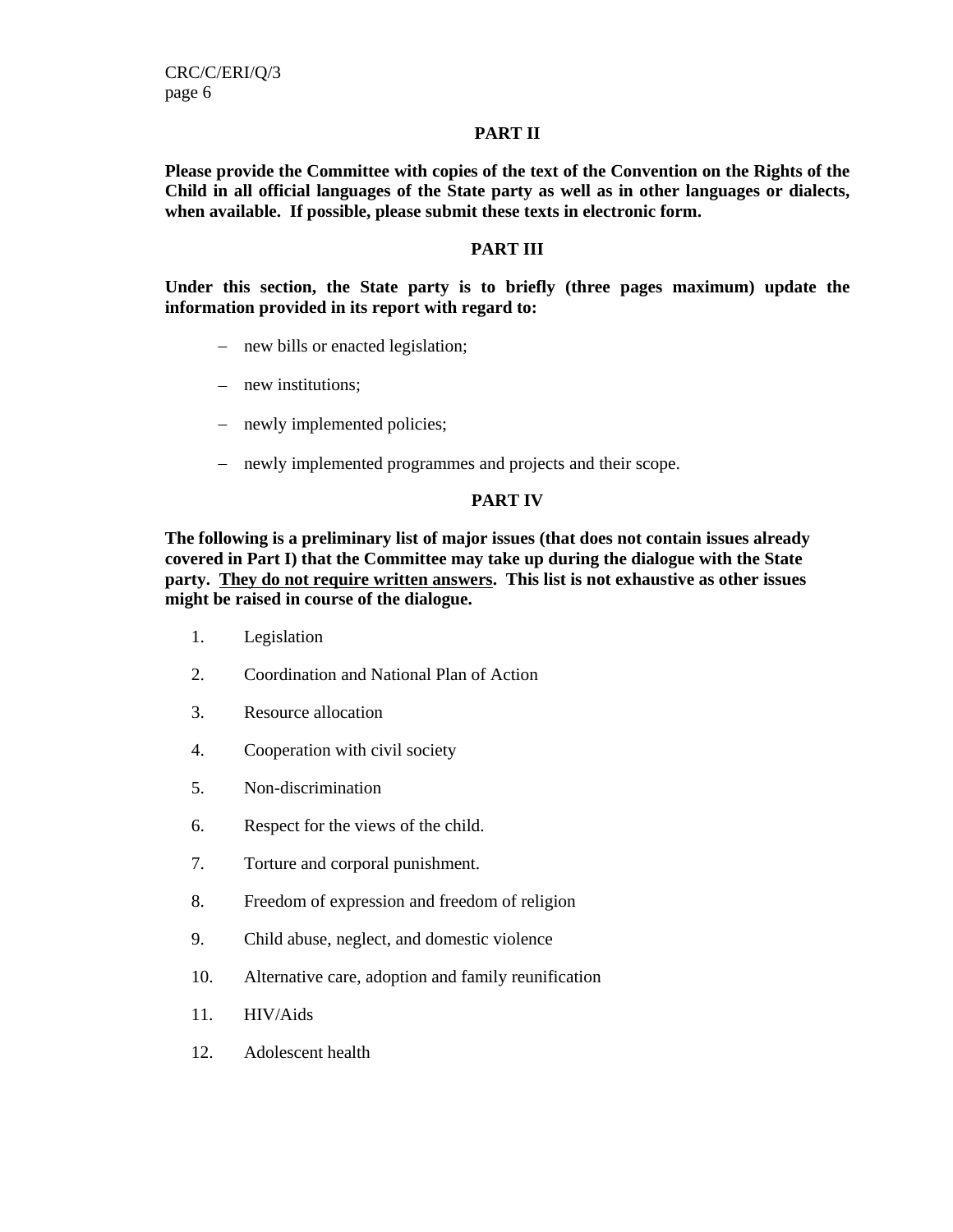## PART II

**Please provide the Committee with copies of the text of the Convention on the Rights of the Child in all official languages of the State party as well as in other languages or dialects, when available. If possible, please submit these texts in electronic form.**

## PART III

**Under this section, the State party is to briefly (three pages maximum) update the information provided in its report with regard to:**

- new bills or enacted legislation;
- new institutions;
- newly implemented policies;
- newly implemented programmes and projects and their scope.

## PART IV

**The following is a preliminary list of major issues (that does not contain issues already covered in Part I) that the Committee may take up during the dialogue with the State party. <u>They do not require written answers</u>. This list is not exhaustive as other issues might be raised in course of the dialogue.**

1. Legislation
2. Coordination and National Plan of Action
3. Resource allocation
4. Cooperation with civil society
5. Non-discrimination
6. Respect for the views of the child.
7. Torture and corporal punishment.
8. Freedom of expression and freedom of religion
9. Child abuse, neglect, and domestic violence
10. Alternative care, adoption and family reunification
11. HIV/Aids
12. Adolescent health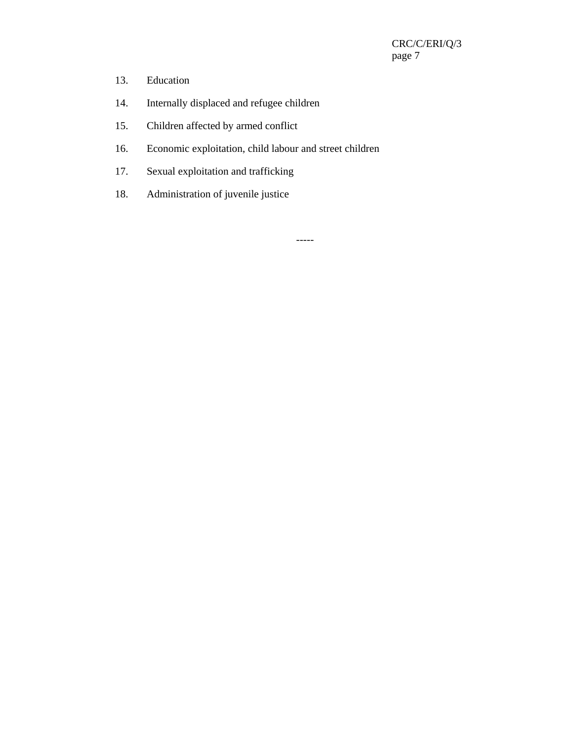13. Education

14. Internally displaced and refugee children

15. Children affected by armed conflict

16. Economic exploitation, child labour and street children

17. Sexual exploitation and trafficking

18. Administration of juvenile justice

-----